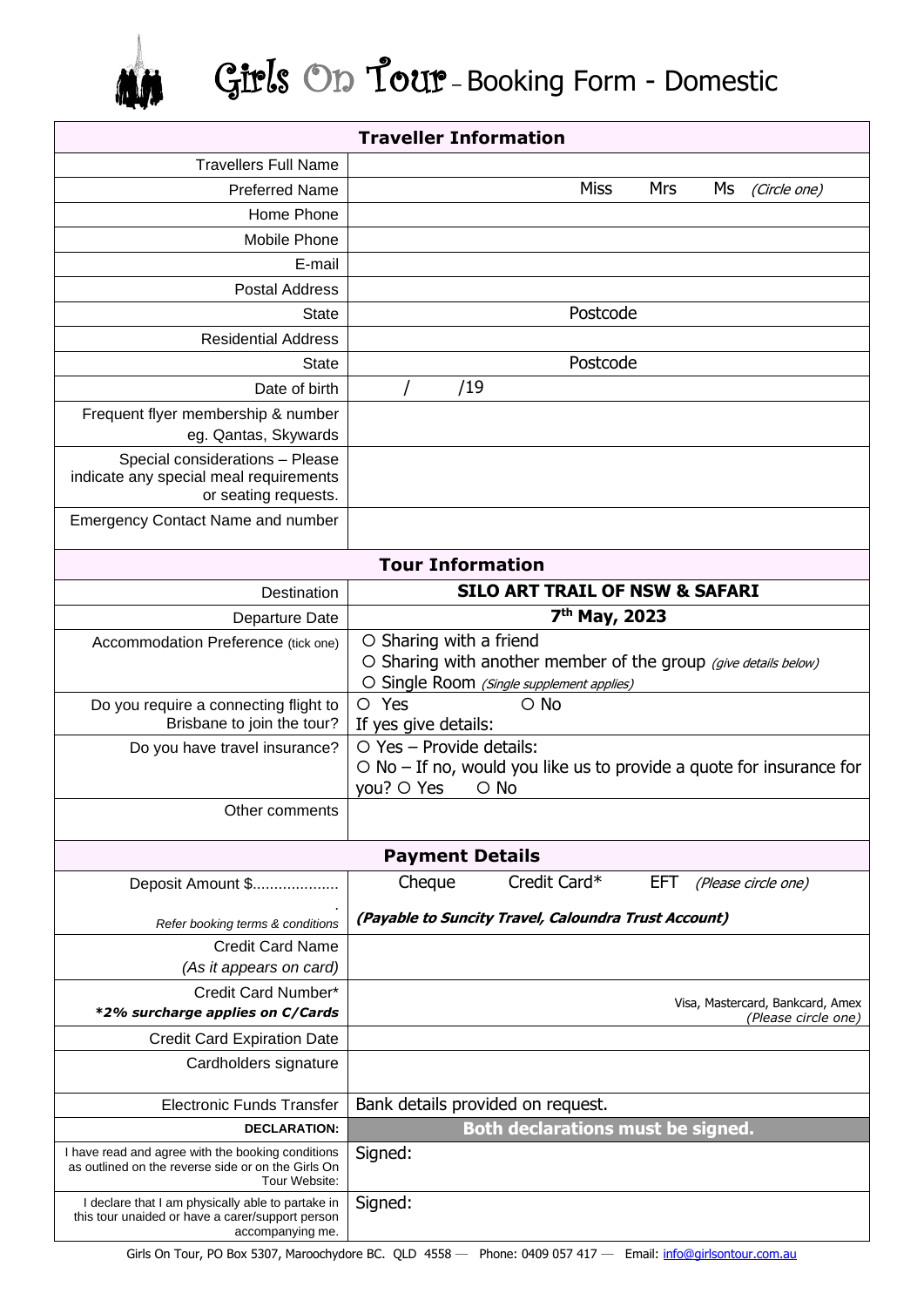# Girls On Tour – Booking Form - Domestic

| **Traveller Information** | |
|---|---|
| Travellers Full Name | |
| Preferred Name | Miss Mrs Ms *(Circle one)* |
| Home Phone | |
| Mobile Phone | |
| E-mail | |
| Postal Address | |
| State | Postcode |
| Residential Address | |
| State | Postcode |
| Date of birth | / /19 |
| Frequent flyer membership & number eg. Qantas, Skywards | |
| Special considerations – Please indicate any special meal requirements or seating requests. | |
| Emergency Contact Name and number | |

| **Tour Information** | |
|---|---|
| Destination | **SILO ART TRAIL OF NSW & SAFARI** |
| Departure Date | **7th May, 2023** |
| Accommodation Preference (tick one) | ○ Sharing with a friend<br>○ Sharing with another member of the group *(give details below)*<br>○ Single Room *(Single supplement applies)* |
| Do you require a connecting flight to Brisbane to join the tour? | ○ Yes ○ No<br>If yes give details: |
| Do you have travel insurance? | ○ Yes – Provide details:<br>○ No – If no, would you like us to provide a quote for insurance for you? ○ Yes ○ No |
| Other comments | |

| **Payment Details** | |
|---|---|
| Deposit Amount $.................... *Refer booking terms & conditions* | Cheque Credit Card* EFT *(Please circle one)*<br>***(Payable to Suncity Travel, Caloundra Trust Account)*** |
| Credit Card Name *(As it appears on card)* | |
| Credit Card Number* ***\*2% surcharge applies on C/Cards*** | Visa, Mastercard, Bankcard, Amex *(Please circle one)* |
| Credit Card Expiration Date | |
| Cardholders signature | |
| Electronic Funds Transfer | Bank details provided on request. |
| **DECLARATION:** | **Both declarations must be signed.** |
| I have read and agree with the booking conditions as outlined on the reverse side or on the Girls On Tour Website: | Signed: |
| I declare that I am physically able to partake in this tour unaided or have a carer/support person accompanying me. | Signed: |

Girls On Tour, PO Box 5307, Maroochydore BC. QLD 4558 — Phone: 0409 057 417 — Email: info@girlsontour.com.au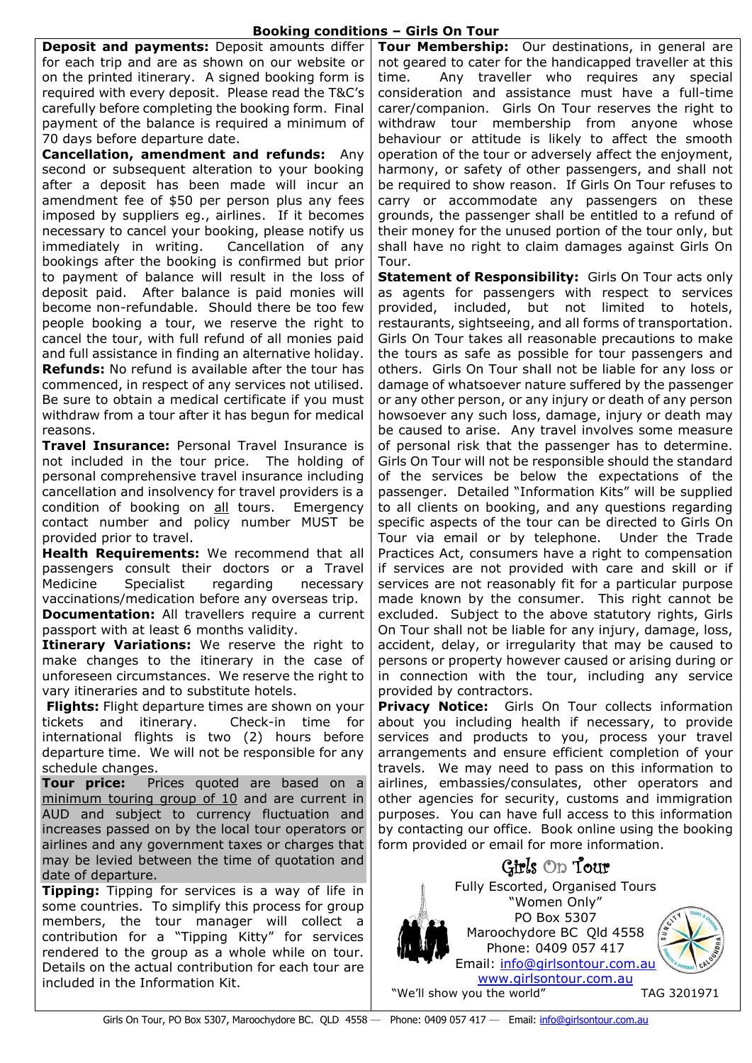## Booking conditions – Girls On Tour

**Deposit and payments:** Deposit amounts differ for each trip and are as shown on our website or on the printed itinerary. A signed booking form is required with every deposit. Please read the T&C's carefully before completing the booking form. Final payment of the balance is required a minimum of 70 days before departure date.

**Cancellation, amendment and refunds:** Any second or subsequent alteration to your booking after a deposit has been made will incur an amendment fee of $50 per person plus any fees imposed by suppliers eg., airlines. If it becomes necessary to cancel your booking, please notify us immediately in writing. Cancellation of any bookings after the booking is confirmed but prior to payment of balance will result in the loss of deposit paid. After balance is paid monies will become non-refundable. Should there be too few people booking a tour, we reserve the right to cancel the tour, with full refund of all monies paid and full assistance in finding an alternative holiday.

**Refunds:** No refund is available after the tour has commenced, in respect of any services not utilised. Be sure to obtain a medical certificate if you must withdraw from a tour after it has begun for medical reasons.

**Travel Insurance:** Personal Travel Insurance is not included in the tour price. The holding of personal comprehensive travel insurance including cancellation and insolvency for travel providers is a condition of booking on all tours. Emergency contact number and policy number MUST be provided prior to travel.

**Health Requirements:** We recommend that all passengers consult their doctors or a Travel Medicine Specialist regarding necessary vaccinations/medication before any overseas trip.

**Documentation:** All travellers require a current passport with at least 6 months validity.

**Itinerary Variations:** We reserve the right to make changes to the itinerary in the case of unforeseen circumstances. We reserve the right to vary itineraries and to substitute hotels.

**Flights:** Flight departure times are shown on your tickets and itinerary. Check-in time for international flights is two (2) hours before departure time. We will not be responsible for any schedule changes.

**Tour price:** Prices quoted are based on a minimum touring group of 10 and are current in AUD and subject to currency fluctuation and increases passed on by the local tour operators or airlines and any government taxes or charges that may be levied between the time of quotation and date of departure.

**Tipping:** Tipping for services is a way of life in some countries. To simplify this process for group members, the tour manager will collect a contribution for a "Tipping Kitty" for services rendered to the group as a whole while on tour. Details on the actual contribution for each tour are included in the Information Kit.

**Tour Membership:** Our destinations, in general are not geared to cater for the handicapped traveller at this time. Any traveller who requires any special consideration and assistance must have a full-time carer/companion. Girls On Tour reserves the right to withdraw tour membership from anyone whose behaviour or attitude is likely to affect the smooth operation of the tour or adversely affect the enjoyment, harmony, or safety of other passengers, and shall not be required to show reason. If Girls On Tour refuses to carry or accommodate any passengers on these grounds, the passenger shall be entitled to a refund of their money for the unused portion of the tour only, but shall have no right to claim damages against Girls On Tour.

**Statement of Responsibility:** Girls On Tour acts only as agents for passengers with respect to services provided, included, but not limited to hotels, restaurants, sightseeing, and all forms of transportation. Girls On Tour takes all reasonable precautions to make the tours as safe as possible for tour passengers and others. Girls On Tour shall not be liable for any loss or damage of whatsoever nature suffered by the passenger or any other person, or any injury or death of any person howsoever any such loss, damage, injury or death may be caused to arise. Any travel involves some measure of personal risk that the passenger has to determine. Girls On Tour will not be responsible should the standard of the services be below the expectations of the passenger. Detailed "Information Kits" will be supplied to all clients on booking, and any questions regarding specific aspects of the tour can be directed to Girls On Tour via email or by telephone. Under the Trade Practices Act, consumers have a right to compensation if services are not provided with care and skill or if services are not reasonably fit for a particular purpose made known by the consumer. This right cannot be excluded. Subject to the above statutory rights, Girls On Tour shall not be liable for any injury, damage, loss, accident, delay, or irregularity that may be caused to persons or property however caused or arising during or in connection with the tour, including any service provided by contractors.

**Privacy Notice:** Girls On Tour collects information about you including health if necessary, to provide services and products to you, process your travel arrangements and ensure efficient completion of your travels. We may need to pass on this information to airlines, embassies/consulates, other operators and other agencies for security, customs and immigration purposes. You can have full access to this information by contacting our office. Book online using the booking form provided or email for more information.

**Girls On Tour**

Fully Escorted, Organised Tours
"Women Only"
PO Box 5307
Maroochydore BC Qld 4558
Phone: 0409 057 417
Email: info@girlsontour.com.au
www.girlsontour.com.au

"We'll show you the world" TAG 3201971